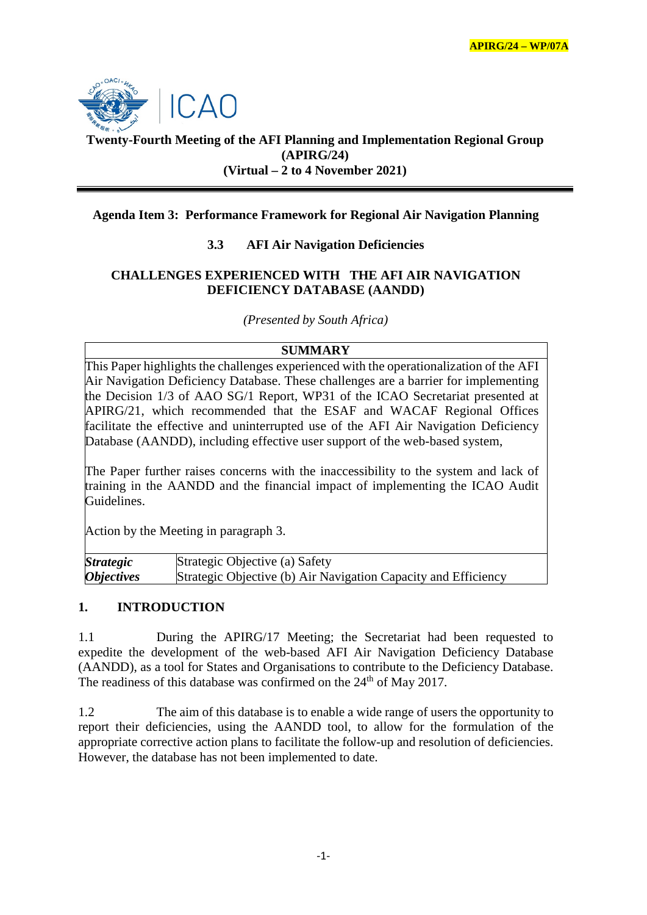APIRG/24 – WP/07A

ICAO

**Twenty-Fourth Meeting of the AFI Planning and Implementation Regional Group (APIRG/24)**
**(Virtual – 2 to 4 November 2021)**

---

**Agenda Item 3: Performance Framework for Regional Air Navigation Planning**

**3.3 AFI Air Navigation Deficiencies**

## CHALLENGES EXPERIENCED WITH THE AFI AIR NAVIGATION DEFICIENCY DATABASE (AANDD)

*(Presented by South Africa)*

| SUMMARY | |
|---|---|
| This Paper highlights the challenges experienced with the operationalization of the AFI Air Navigation Deficiency Database. These challenges are a barrier for implementing the Decision 1/3 of AAO SG/1 Report, WP31 of the ICAO Secretariat presented at APIRG/21, which recommended that the ESAF and WACAF Regional Offices facilitate the effective and uninterrupted use of the AFI Air Navigation Deficiency Database (AANDD), including effective user support of the web-based system,<br><br>The Paper further raises concerns with the inaccessibility to the system and lack of training in the AANDD and the financial impact of implementing the ICAO Audit Guidelines.<br><br>Action by the Meeting in paragraph 3. | |
| ***Strategic Objectives*** | Strategic Objective (a) Safety<br>Strategic Objective (b) Air Navigation Capacity and Efficiency |

## 1. INTRODUCTION

1.1 During the APIRG/17 Meeting; the Secretariat had been requested to expedite the development of the web-based AFI Air Navigation Deficiency Database (AANDD), as a tool for States and Organisations to contribute to the Deficiency Database. The readiness of this database was confirmed on the 24th of May 2017.

1.2 The aim of this database is to enable a wide range of users the opportunity to report their deficiencies, using the AANDD tool, to allow for the formulation of the appropriate corrective action plans to facilitate the follow-up and resolution of deficiencies. However, the database has not been implemented to date.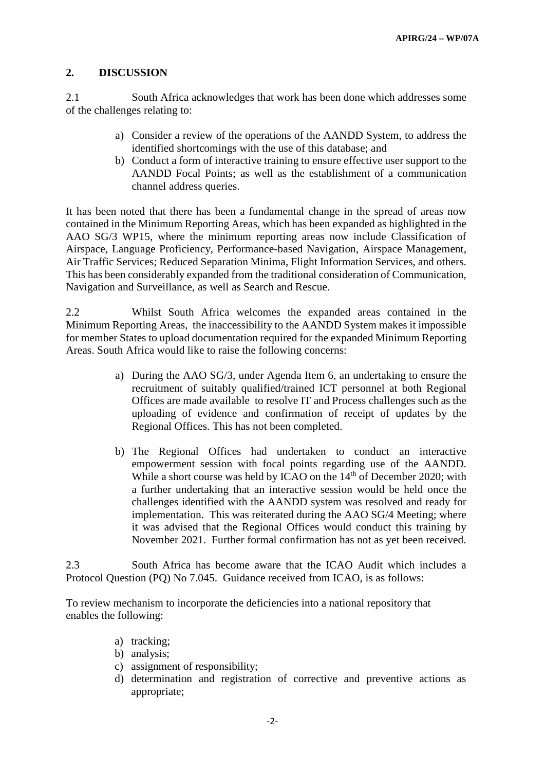## 2. DISCUSSION

2.1 South Africa acknowledges that work has been done which addresses some of the challenges relating to:

a) Consider a review of the operations of the AANDD System, to address the identified shortcomings with the use of this database; and
b) Conduct a form of interactive training to ensure effective user support to the AANDD Focal Points; as well as the establishment of a communication channel address queries.

It has been noted that there has been a fundamental change in the spread of areas now contained in the Minimum Reporting Areas, which has been expanded as highlighted in the AAO SG/3 WP15, where the minimum reporting areas now include Classification of Airspace, Language Proficiency, Performance-based Navigation, Airspace Management, Air Traffic Services; Reduced Separation Minima, Flight Information Services, and others. This has been considerably expanded from the traditional consideration of Communication, Navigation and Surveillance, as well as Search and Rescue.

2.2 Whilst South Africa welcomes the expanded areas contained in the Minimum Reporting Areas, the inaccessibility to the AANDD System makes it impossible for member States to upload documentation required for the expanded Minimum Reporting Areas. South Africa would like to raise the following concerns:

a) During the AAO SG/3, under Agenda Item 6, an undertaking to ensure the recruitment of suitably qualified/trained ICT personnel at both Regional Offices are made available to resolve IT and Process challenges such as the uploading of evidence and confirmation of receipt of updates by the Regional Offices. This has not been completed.

b) The Regional Offices had undertaken to conduct an interactive empowerment session with focal points regarding use of the AANDD. While a short course was held by ICAO on the 14th of December 2020; with a further undertaking that an interactive session would be held once the challenges identified with the AANDD system was resolved and ready for implementation. This was reiterated during the AAO SG/4 Meeting; where it was advised that the Regional Offices would conduct this training by November 2021. Further formal confirmation has not as yet been received.

2.3 South Africa has become aware that the ICAO Audit which includes a Protocol Question (PQ) No 7.045. Guidance received from ICAO, is as follows:

To review mechanism to incorporate the deficiencies into a national repository that enables the following:

a) tracking;
b) analysis;
c) assignment of responsibility;
d) determination and registration of corrective and preventive actions as appropriate;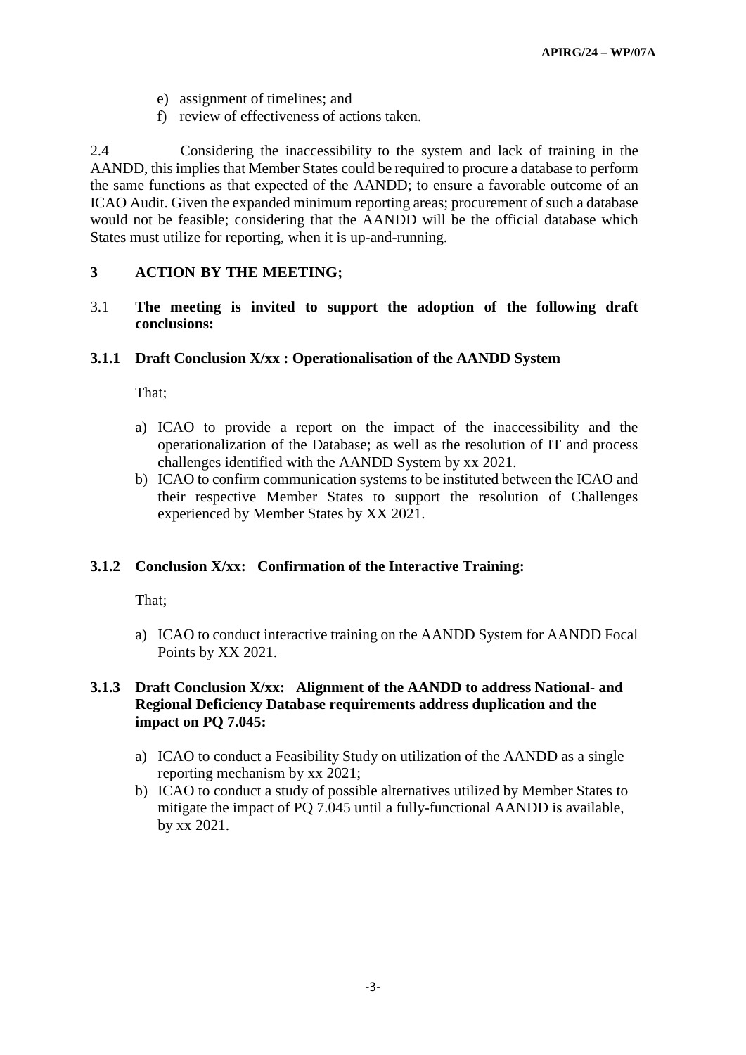e) assignment of timelines; and
f) review of effectiveness of actions taken.

2.4 Considering the inaccessibility to the system and lack of training in the AANDD, this implies that Member States could be required to procure a database to perform the same functions as that expected of the AANDD; to ensure a favorable outcome of an ICAO Audit. Given the expanded minimum reporting areas; procurement of such a database would not be feasible; considering that the AANDD will be the official database which States must utilize for reporting, when it is up-and-running.

## 3 ACTION BY THE MEETING;

3.1 **The meeting is invited to support the adoption of the following draft conclusions:**

### 3.1.1 Draft Conclusion X/xx : Operationalisation of the AANDD System

That;

a) ICAO to provide a report on the impact of the inaccessibility and the operationalization of the Database; as well as the resolution of IT and process challenges identified with the AANDD System by xx 2021.
b) ICAO to confirm communication systems to be instituted between the ICAO and their respective Member States to support the resolution of Challenges experienced by Member States by XX 2021.

### 3.1.2 Conclusion X/xx: Confirmation of the Interactive Training:

That;

a) ICAO to conduct interactive training on the AANDD System for AANDD Focal Points by XX 2021.

### 3.1.3 Draft Conclusion X/xx: Alignment of the AANDD to address National- and Regional Deficiency Database requirements address duplication and the impact on PQ 7.045:

a) ICAO to conduct a Feasibility Study on utilization of the AANDD as a single reporting mechanism by xx 2021;
b) ICAO to conduct a study of possible alternatives utilized by Member States to mitigate the impact of PQ 7.045 until a fully-functional AANDD is available, by xx 2021.